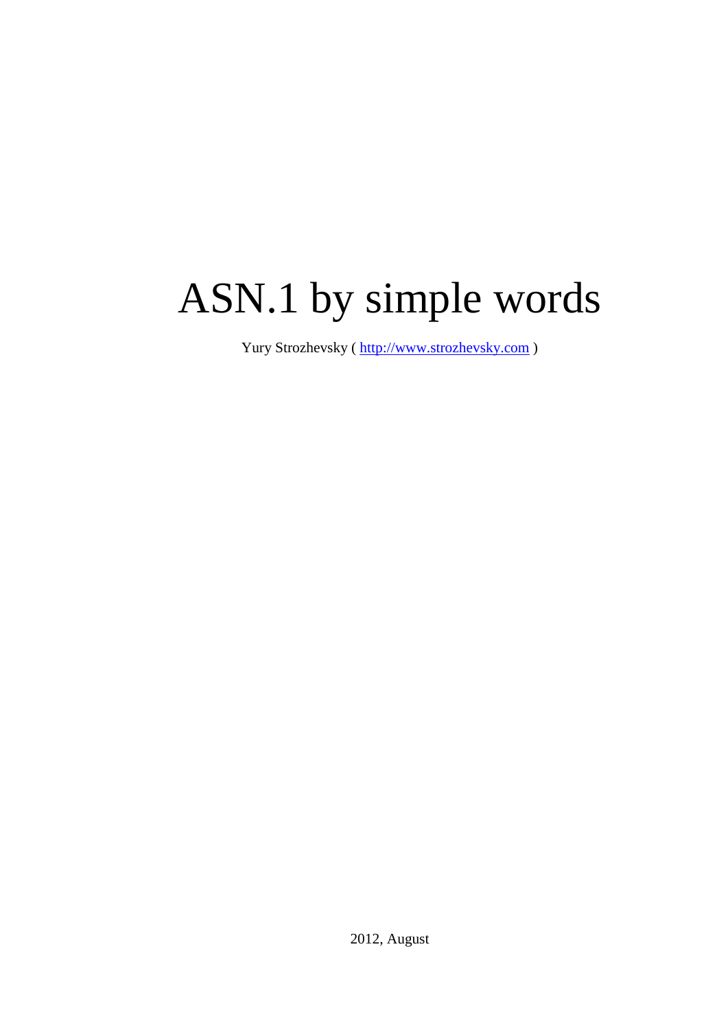# ASN.1 by simple words

Yury Strozhevsky ( [http://www.strozhevsky.com](http://www.strozhevsky.com) )

2012, August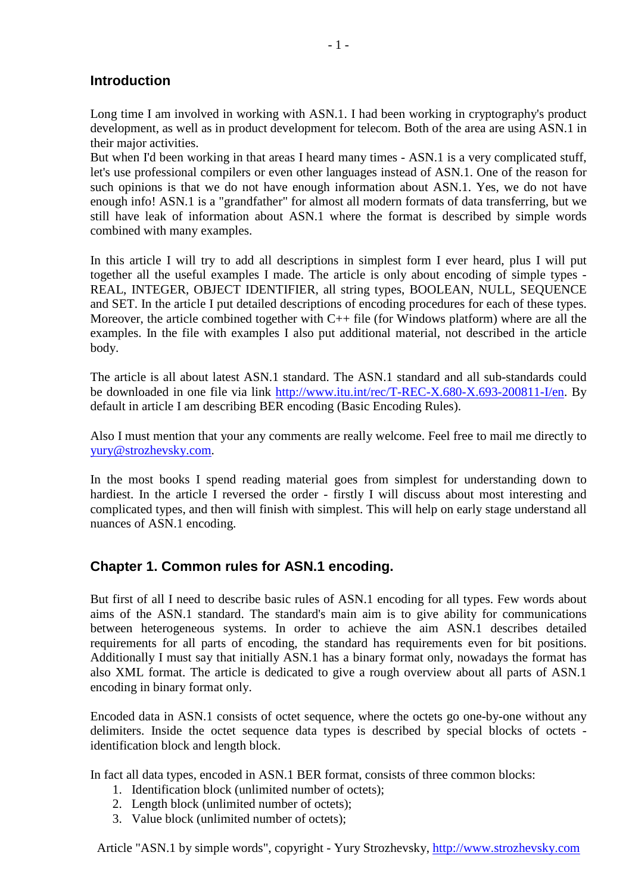## Introduction

Long time I am involved in working with ASN.1. I had been working in cryptography's product development, as well as in product development for telecom. Both of the area are using ASN.1 in their major activities.
But when I'd been working in that areas I heard many times - ASN.1 is a very complicated stuff, let's use professional compilers or even other languages instead of ASN.1. One of the reason for such opinions is that we do not have enough information about ASN.1. Yes, we do not have enough info! ASN.1 is a "grandfather" for almost all modern formats of data transferring, but we still have leak of information about ASN.1 where the format is described by simple words combined with many examples.

In this article I will try to add all descriptions in simplest form I ever heard, plus I will put together all the useful examples I made. The article is only about encoding of simple types - REAL, INTEGER, OBJECT IDENTIFIER, all string types, BOOLEAN, NULL, SEQUENCE and SET. In the article I put detailed descriptions of encoding procedures for each of these types. Moreover, the article combined together with C++ file (for Windows platform) where are all the examples. In the file with examples I also put additional material, not described in the article body.

The article is all about latest ASN.1 standard. The ASN.1 standard and all sub-standards could be downloaded in one file via link [http://www.itu.int/rec/T-REC-X.680-X.693-200811-I/en](http://www.itu.int/rec/T-REC-X.680-X.693-200811-I/en). By default in article I am describing BER encoding (Basic Encoding Rules).

Also I must mention that your any comments are really welcome. Feel free to mail me directly to [yury@strozhevsky.com](mailto:yury@strozhevsky.com).

In the most books I spend reading material goes from simplest for understanding down to hardiest. In the article I reversed the order - firstly I will discuss about most interesting and complicated types, and then will finish with simplest. This will help on early stage understand all nuances of ASN.1 encoding.

## Chapter 1. Common rules for ASN.1 encoding.

But first of all I need to describe basic rules of ASN.1 encoding for all types. Few words about aims of the ASN.1 standard. The standard's main aim is to give ability for communications between heterogeneous systems. In order to achieve the aim ASN.1 describes detailed requirements for all parts of encoding, the standard has requirements even for bit positions. Additionally I must say that initially ASN.1 has a binary format only, nowadays the format has also XML format. The article is dedicated to give a rough overview about all parts of ASN.1 encoding in binary format only.

Encoded data in ASN.1 consists of octet sequence, where the octets go one-by-one without any delimiters. Inside the octet sequence data types is described by special blocks of octets - identification block and length block.

In fact all data types, encoded in ASN.1 BER format, consists of three common blocks:

1. Identification block (unlimited number of octets);
2. Length block (unlimited number of octets);
3. Value block (unlimited number of octets);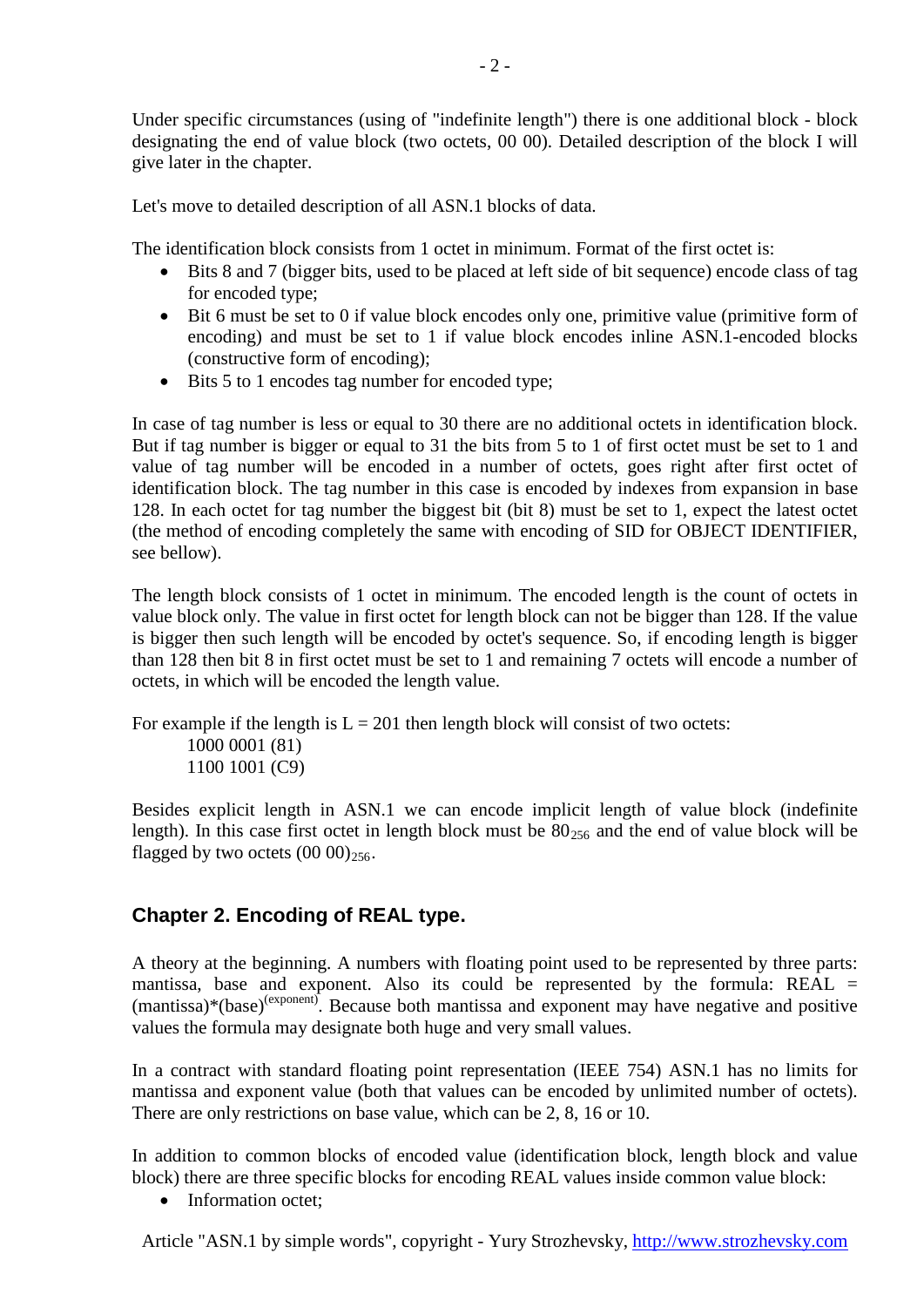Under specific circumstances (using of "indefinite length") there is one additional block - block designating the end of value block (two octets, 00 00). Detailed description of the block I will give later in the chapter.

Let's move to detailed description of all ASN.1 blocks of data.

The identification block consists from 1 octet in minimum. Format of the first octet is:

- Bits 8 and 7 (bigger bits, used to be placed at left side of bit sequence) encode class of tag for encoded type;
- Bit 6 must be set to 0 if value block encodes only one, primitive value (primitive form of encoding) and must be set to 1 if value block encodes inline ASN.1-encoded blocks (constructive form of encoding);
- Bits 5 to 1 encodes tag number for encoded type;

In case of tag number is less or equal to 30 there are no additional octets in identification block. But if tag number is bigger or equal to 31 the bits from 5 to 1 of first octet must be set to 1 and value of tag number will be encoded in a number of octets, goes right after first octet of identification block. The tag number in this case is encoded by indexes from expansion in base 128. In each octet for tag number the biggest bit (bit 8) must be set to 1, expect the latest octet (the method of encoding completely the same with encoding of SID for OBJECT IDENTIFIER, see bellow).

The length block consists of 1 octet in minimum. The encoded length is the count of octets in value block only. The value in first octet for length block can not be bigger than 128. If the value is bigger then such length will be encoded by octet's sequence. So, if encoding length is bigger than 128 then bit 8 in first octet must be set to 1 and remaining 7 octets will encode a number of octets, in which will be encoded the length value.

For example if the length is L = 201 then length block will consist of two octets:

1000 0001 (81)
1100 1001 (C9)

Besides explicit length in ASN.1 we can encode implicit length of value block (indefinite length). In this case first octet in length block must be $80_{256}$ and the end of value block will be flagged by two octets $(00\ 00)_{256}$.

## Chapter 2. Encoding of REAL type.

A theory at the beginning. A numbers with floating point used to be represented by three parts: mantissa, base and exponent. Also its could be represented by the formula: REAL = $(\text{mantissa})*(\text{base})^{(\text{exponent})}$. Because both mantissa and exponent may have negative and positive values the formula may designate both huge and very small values.

In a contract with standard floating point representation (IEEE 754) ASN.1 has no limits for mantissa and exponent value (both that values can be encoded by unlimited number of octets). There are only restrictions on base value, which can be 2, 8, 16 or 10.

In addition to common blocks of encoded value (identification block, length block and value block) there are three specific blocks for encoding REAL values inside common value block:

- Information octet;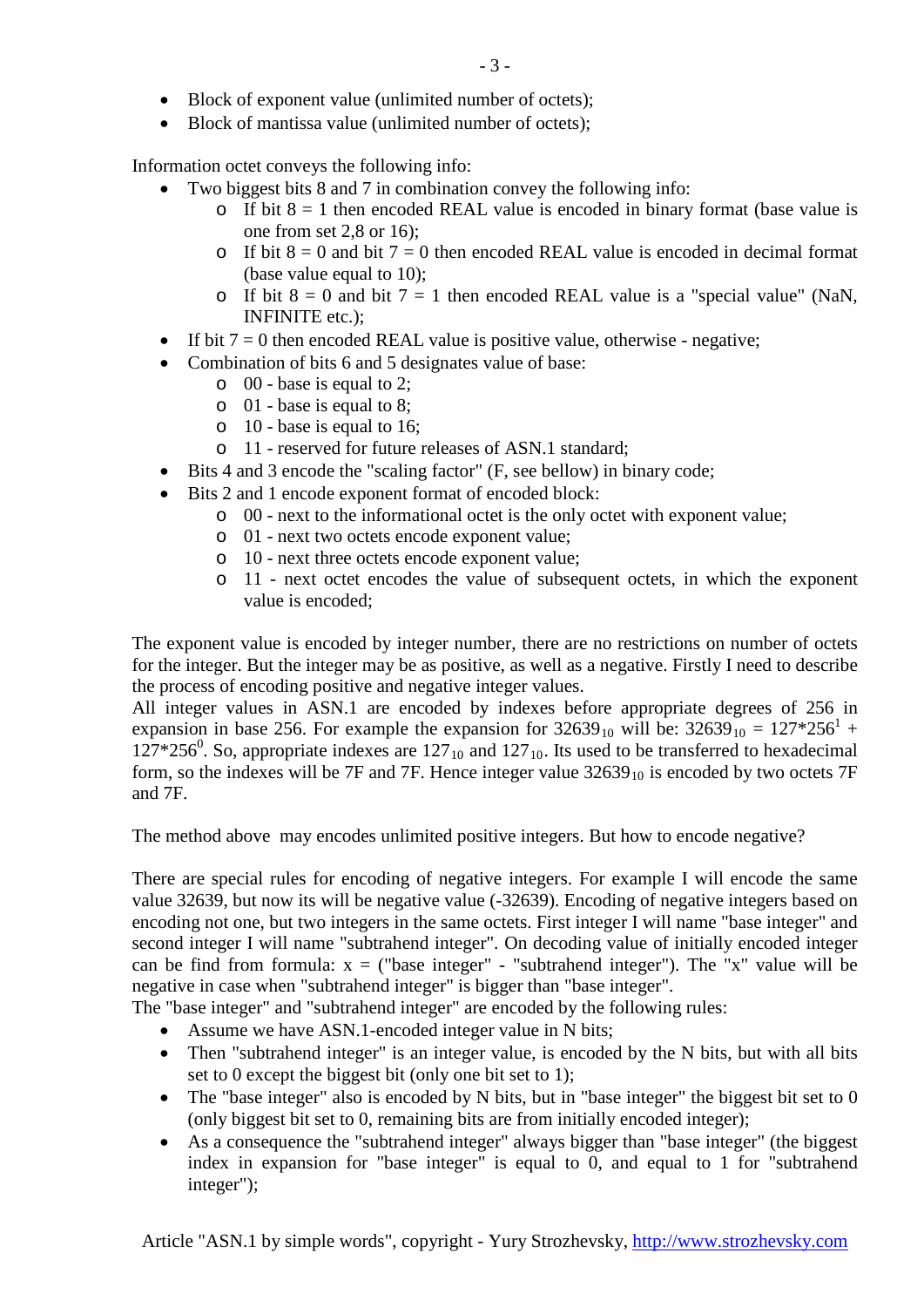- Block of exponent value (unlimited number of octets);
- Block of mantissa value (unlimited number of octets);

Information octet conveys the following info:

- Two biggest bits 8 and 7 in combination convey the following info:
  - If bit 8 = 1 then encoded REAL value is encoded in binary format (base value is one from set 2,8 or 16);
  - If bit 8 = 0 and bit 7 = 0 then encoded REAL value is encoded in decimal format (base value equal to 10);
  - If bit 8 = 0 and bit 7 = 1 then encoded REAL value is a "special value" (NaN, INFINITE etc.);
- If bit 7 = 0 then encoded REAL value is positive value, otherwise - negative;
- Combination of bits 6 and 5 designates value of base:
  - 00 - base is equal to 2;
  - 01 - base is equal to 8;
  - 10 - base is equal to 16;
  - 11 - reserved for future releases of ASN.1 standard;
- Bits 4 and 3 encode the "scaling factor" (F, see bellow) in binary code;
- Bits 2 and 1 encode exponent format of encoded block:
  - 00 - next to the informational octet is the only octet with exponent value;
  - 01 - next two octets encode exponent value;
  - 10 - next three octets encode exponent value;
  - 11 - next octet encodes the value of subsequent octets, in which the exponent value is encoded;

The exponent value is encoded by integer number, there are no restrictions on number of octets for the integer. But the integer may be as positive, as well as a negative. Firstly I need to describe the process of encoding positive and negative integer values.
All integer values in ASN.1 are encoded by indexes before appropriate degrees of 256 in expansion in base 256. For example the expansion for $32639_{10}$ will be: $32639_{10} = 127*256^1 + 127*256^0$. So, appropriate indexes are $127_{10}$ and $127_{10}$. Its used to be transferred to hexadecimal form, so the indexes will be 7F and 7F. Hence integer value $32639_{10}$ is encoded by two octets 7F and 7F.

The method above may encodes unlimited positive integers. But how to encode negative?

There are special rules for encoding of negative integers. For example I will encode the same value 32639, but now its will be negative value (-32639). Encoding of negative integers based on encoding not one, but two integers in the same octets. First integer I will name "base integer" and second integer I will name "subtrahend integer". On decoding value of initially encoded integer can be find from formula: x = ("base integer" - "subtrahend integer"). The "x" value will be negative in case when "subtrahend integer" is bigger than "base integer".
The "base integer" and "subtrahend integer" are encoded by the following rules:

- Assume we have ASN.1-encoded integer value in N bits;
- Then "subtrahend integer" is an integer value, is encoded by the N bits, but with all bits set to 0 except the biggest bit (only one bit set to 1);
- The "base integer" also is encoded by N bits, but in "base integer" the biggest bit set to 0 (only biggest bit set to 0, remaining bits are from initially encoded integer);
- As a consequence the "subtrahend integer" always bigger than "base integer" (the biggest index in expansion for "base integer" is equal to 0, and equal to 1 for "subtrahend integer");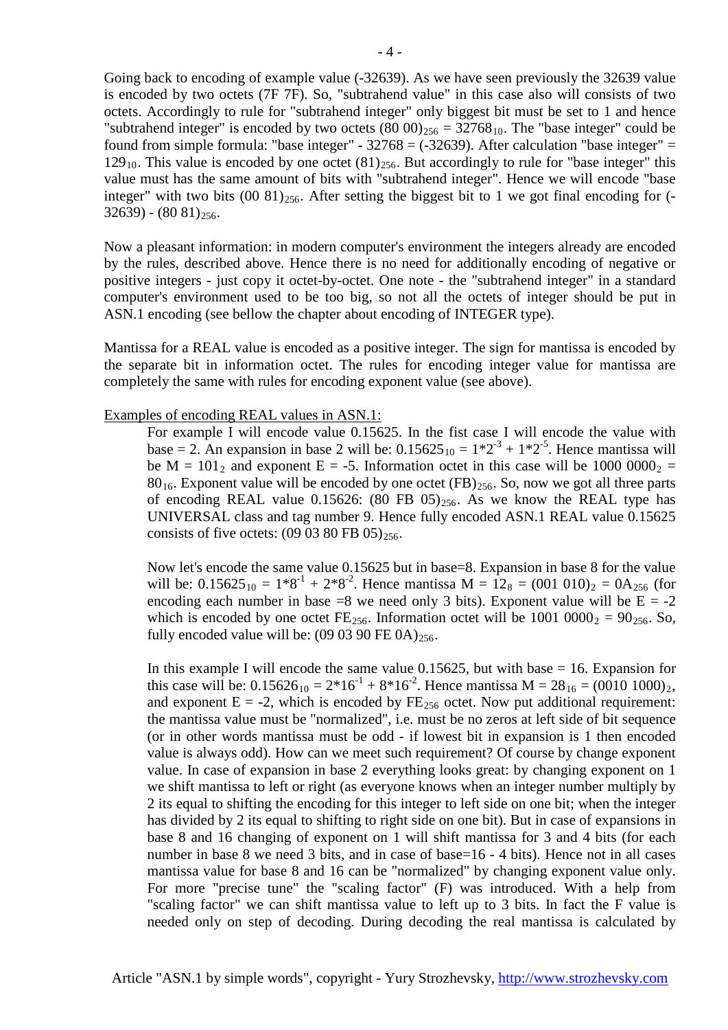Going back to encoding of example value (-32639). As we have seen previously the 32639 value is encoded by two octets (7F 7F). So, "subtrahend value" in this case also will consists of two octets. Accordingly to rule for "subtrahend integer" only biggest bit must be set to 1 and hence "subtrahend integer" is encoded by two octets $(80\ 00)_{256} = 32768_{10}$. The "base integer" could be found from simple formula: "base integer" - 32768 = (-32639). After calculation "base integer" = $129_{10}$. This value is encoded by one octet $(81)_{256}$. But accordingly to rule for "base integer" this value must has the same amount of bits with "subtrahend integer". Hence we will encode "base integer" with two bits $(00\ 81)_{256}$. After setting the biggest bit to 1 we got final encoding for (-32639) - $(80\ 81)_{256}$.

Now a pleasant information: in modern computer's environment the integers already are encoded by the rules, described above. Hence there is no need for additionally encoding of negative or positive integers - just copy it octet-by-octet. One note - the "subtrahend integer" in a standard computer's environment used to be too big, so not all the octets of integer should be put in ASN.1 encoding (see bellow the chapter about encoding of INTEGER type).

Mantissa for a REAL value is encoded as a positive integer. The sign for mantissa is encoded by the separate bit in information octet. The rules for encoding integer value for mantissa are completely the same with rules for encoding exponent value (see above).

Examples of encoding REAL values in ASN.1:

> For example I will encode value 0.15625. In the fist case I will encode the value with base = 2. An expansion in base 2 will be: $0.15625_{10} = 1*2^{-3} + 1*2^{-5}$. Hence mantissa will be $M = 101_2$ and exponent E = -5. Information octet in this case will be $1000\ 0000_2 = 80_{16}$. Exponent value will be encoded by one octet $(FB)_{256}$. So, now we got all three parts of encoding REAL value 0.15626: $(80\ FB\ 05)_{256}$. As we know the REAL type has UNIVERSAL class and tag number 9. Hence fully encoded ASN.1 REAL value 0.15625 consists of five octets: $(09\ 03\ 80\ FB\ 05)_{256}$.
>
> Now let's encode the same value 0.15625 but in base=8. Expansion in base 8 for the value will be: $0.15625_{10} = 1*8^{-1} + 2*8^{-2}$. Hence mantissa $M = 12_8 = (001\ 010)_2 = 0A_{256}$ (for encoding each number in base =8 we need only 3 bits). Exponent value will be E = -2 which is encoded by one octet $FE_{256}$. Information octet will be $1001\ 0000_2 = 90_{256}$. So, fully encoded value will be: $(09\ 03\ 90\ FE\ 0A)_{256}$.
>
> In this example I will encode the same value 0.15625, but with base = 16. Expansion for this case will be: $0.15626_{10} = 2*16^{-1} + 8*16^{-2}$. Hence mantissa $M = 28_{16} = (0010\ 1000)_2$, and exponent E = -2, which is encoded by $FE_{256}$ octet. Now put additional requirement: the mantissa value must be "normalized", i.e. must be no zeros at left side of bit sequence (or in other words mantissa must be odd - if lowest bit in expansion is 1 then encoded value is always odd). How can we meet such requirement? Of course by change exponent value. In case of expansion in base 2 everything looks great: by changing exponent on 1 we shift mantissa to left or right (as everyone knows when an integer number multiply by 2 its equal to shifting the encoding for this integer to left side on one bit; when the integer has divided by 2 its equal to shifting to right side on one bit). But in case of expansions in base 8 and 16 changing of exponent on 1 will shift mantissa for 3 and 4 bits (for each number in base 8 we need 3 bits, and in case of base=16 - 4 bits). Hence not in all cases mantissa value for base 8 and 16 can be "normalized" by changing exponent value only. For more "precise tune" the "scaling factor" (F) was introduced. With a help from "scaling factor" we can shift mantissa value to left up to 3 bits. In fact the F value is needed only on step of decoding. During decoding the real mantissa is calculated by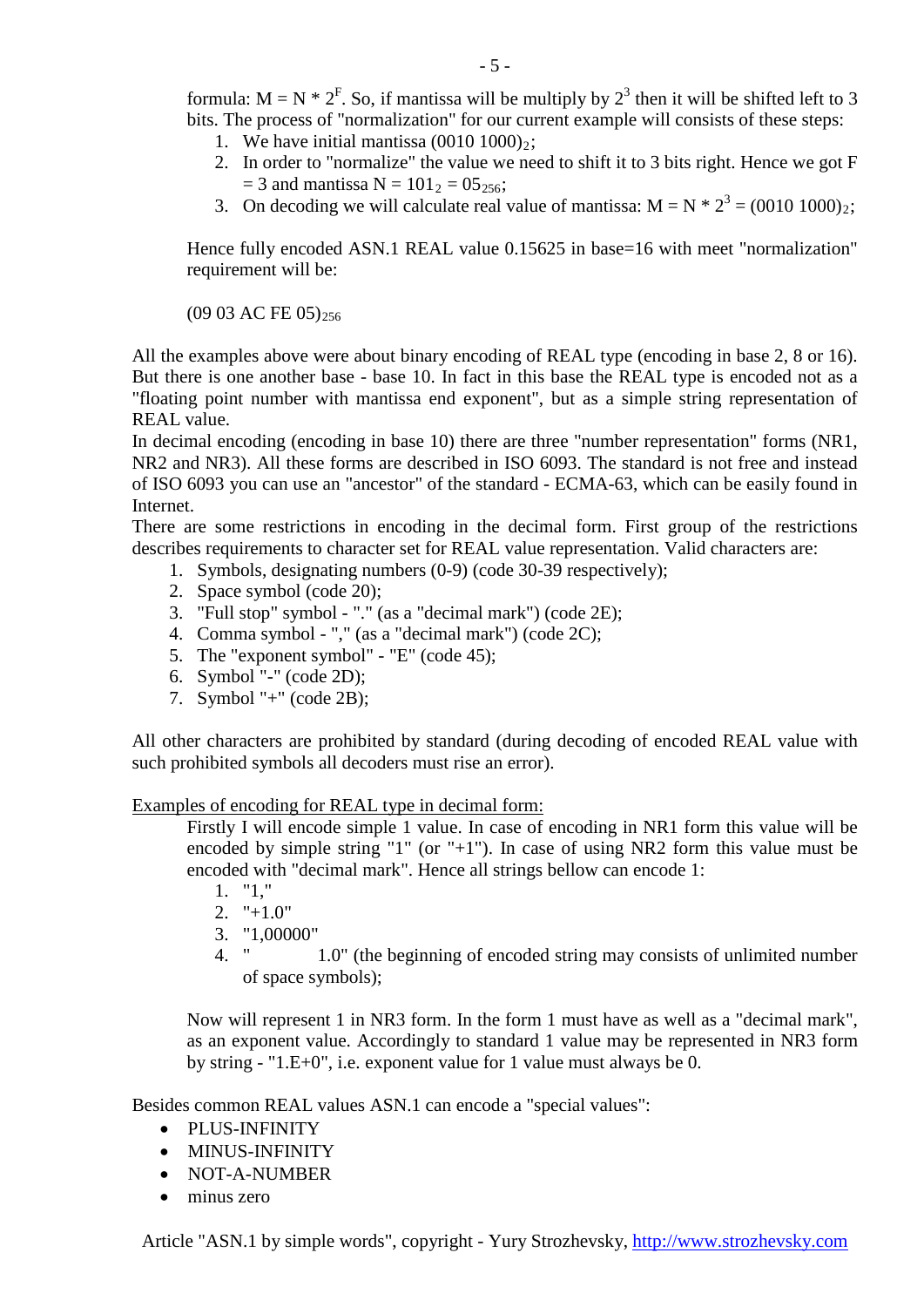formula: $M = N * 2^F$. So, if mantissa will be multiply by $2^3$ then it will be shifted left to 3 bits. The process of "normalization" for our current example will consists of these steps:

1. We have initial mantissa $(0010\ 1000)_2$;
2. In order to "normalize" the value we need to shift it to 3 bits right. Hence we got $F = 3$ and mantissa $N = 101_2 = 05_{256}$;
3. On decoding we will calculate real value of mantissa: $M = N * 2^3 = (0010\ 1000)_2$;

Hence fully encoded ASN.1 REAL value 0.15625 in base=16 with meet "normalization" requirement will be:

$(09\ 03\ AC\ FE\ 05)_{256}$

All the examples above were about binary encoding of REAL type (encoding in base 2, 8 or 16). But there is one another base - base 10. In fact in this base the REAL type is encoded not as a "floating point number with mantissa end exponent", but as a simple string representation of REAL value.

In decimal encoding (encoding in base 10) there are three "number representation" forms (NR1, NR2 and NR3). All these forms are described in ISO 6093. The standard is not free and instead of ISO 6093 you can use an "ancestor" of the standard - ECMA-63, which can be easily found in Internet.

There are some restrictions in encoding in the decimal form. First group of the restrictions describes requirements to character set for REAL value representation. Valid characters are:

1. Symbols, designating numbers (0-9) (code 30-39 respectively);
2. Space symbol (code 20);
3. "Full stop" symbol - "." (as a "decimal mark") (code 2E);
4. Comma symbol - "," (as a "decimal mark") (code 2C);
5. The "exponent symbol" - "E" (code 45);
6. Symbol "-" (code 2D);
7. Symbol "+" (code 2B);

All other characters are prohibited by standard (during decoding of encoded REAL value with such prohibited symbols all decoders must rise an error).

<u>Examples of encoding for REAL type in decimal form:</u>

Firstly I will encode simple 1 value. In case of encoding in NR1 form this value will be encoded by simple string "1" (or "+1"). In case of using NR2 form this value must be encoded with "decimal mark". Hence all strings bellow can encode 1:

1. "1,"
2. "+1.0"
3. "1,00000"
4. "           1.0" (the beginning of encoded string may consists of unlimited number of space symbols);

Now will represent 1 in NR3 form. In the form 1 must have as well as a "decimal mark", as an exponent value. Accordingly to standard 1 value may be represented in NR3 form by string - "1.E+0", i.e. exponent value for 1 value must always be 0.

Besides common REAL values ASN.1 can encode a "special values":

- PLUS-INFINITY
- MINUS-INFINITY
- NOT-A-NUMBER
- minus zero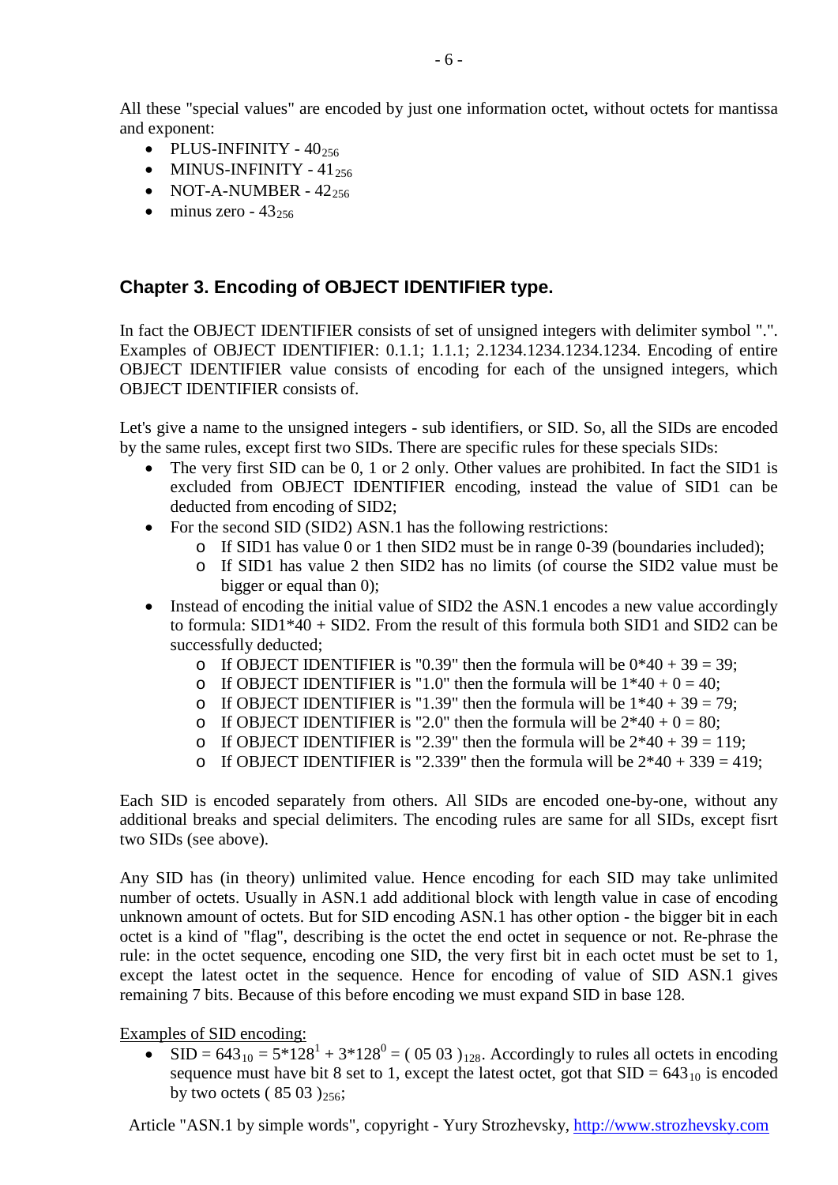All these "special values" are encoded by just one information octet, without octets for mantissa and exponent:

- PLUS-INFINITY - $40_{256}$
- MINUS-INFINITY - $41_{256}$
- NOT-A-NUMBER - $42_{256}$
- minus zero - $43_{256}$

## Chapter 3. Encoding of OBJECT IDENTIFIER type.

In fact the OBJECT IDENTIFIER consists of set of unsigned integers with delimiter symbol ".". Examples of OBJECT IDENTIFIER: 0.1.1; 1.1.1; 2.1234.1234.1234.1234. Encoding of entire OBJECT IDENTIFIER value consists of encoding for each of the unsigned integers, which OBJECT IDENTIFIER consists of.

Let's give a name to the unsigned integers - sub identifiers, or SID. So, all the SIDs are encoded by the same rules, except first two SIDs. There are specific rules for these specials SIDs:

- The very first SID can be 0, 1 or 2 only. Other values are prohibited. In fact the SID1 is excluded from OBJECT IDENTIFIER encoding, instead the value of SID1 can be deducted from encoding of SID2;
- For the second SID (SID2) ASN.1 has the following restrictions:
  - If SID1 has value 0 or 1 then SID2 must be in range 0-39 (boundaries included);
  - If SID1 has value 2 then SID2 has no limits (of course the SID2 value must be bigger or equal than 0);
- Instead of encoding the initial value of SID2 the ASN.1 encodes a new value accordingly to formula: SID1*40 + SID2. From the result of this formula both SID1 and SID2 can be successfully deducted;
  - If OBJECT IDENTIFIER is "0.39" then the formula will be 0*40 + 39 = 39;
  - If OBJECT IDENTIFIER is "1.0" then the formula will be 1*40 + 0 = 40;
  - If OBJECT IDENTIFIER is "1.39" then the formula will be 1*40 + 39 = 79;
  - If OBJECT IDENTIFIER is "2.0" then the formula will be 2*40 + 0 = 80;
  - If OBJECT IDENTIFIER is "2.39" then the formula will be 2*40 + 39 = 119;
  - If OBJECT IDENTIFIER is "2.339" then the formula will be 2*40 + 339 = 419;

Each SID is encoded separately from others. All SIDs are encoded one-by-one, without any additional breaks and special delimiters. The encoding rules are same for all SIDs, except fisrt two SIDs (see above).

Any SID has (in theory) unlimited value. Hence encoding for each SID may take unlimited number of octets. Usually in ASN.1 add additional block with length value in case of encoding unknown amount of octets. But for SID encoding ASN.1 has other option - the bigger bit in each octet is a kind of "flag", describing is the octet the end octet in sequence or not. Re-phrase the rule: in the octet sequence, encoding one SID, the very first bit in each octet must be set to 1, except the latest octet in the sequence. Hence for encoding of value of SID ASN.1 gives remaining 7 bits. Because of this before encoding we must expand SID in base 128.

Examples of SID encoding:

- SID = $643_{10} = 5*128^1 + 3*128^0 = (\ 05\ 03\ )_{128}$. Accordingly to rules all octets in encoding sequence must have bit 8 set to 1, except the latest octet, got that SID = $643_{10}$ is encoded by two octets $(\ 85\ 03\ )_{256}$;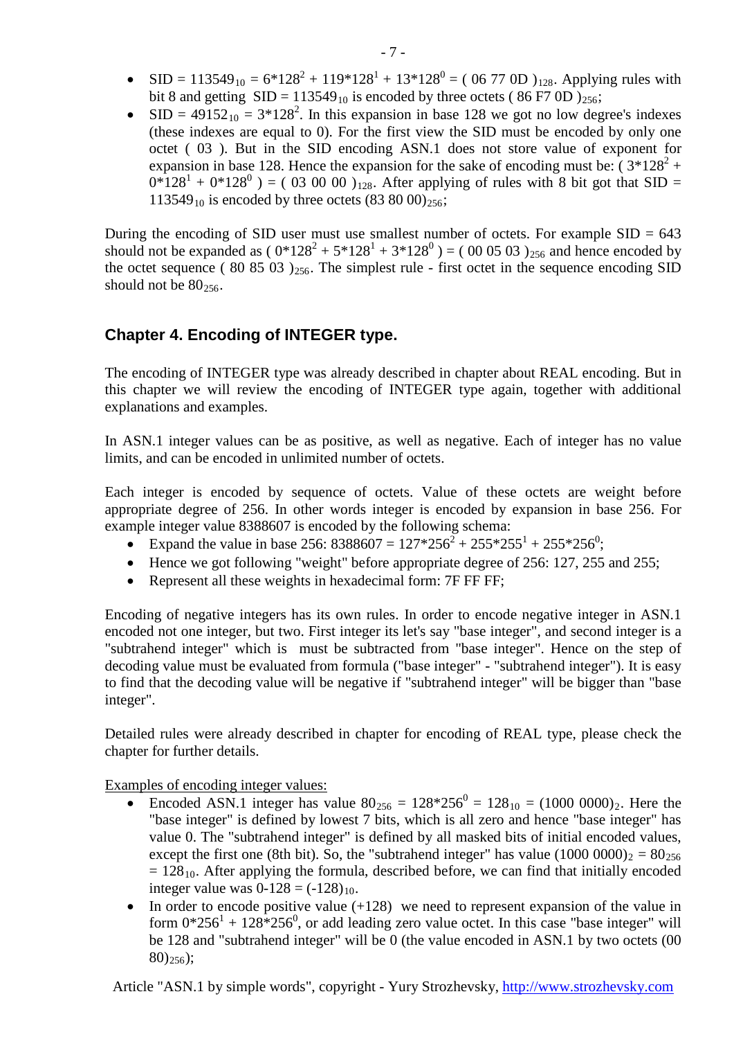- SID = $113549_{10}$ = $6*128^2 + 119*128^1 + 13*128^0$ = $( 06\ 77\ 0D )_{128}$. Applying rules with bit 8 and getting SID = $113549_{10}$ is encoded by three octets $( 86\ F7\ 0D )_{256}$;
- SID = $49152_{10}$ = $3*128^2$. In this expansion in base 128 we got no low degree's indexes (these indexes are equal to 0). For the first view the SID must be encoded by only one octet ( 03 ). But in the SID encoding ASN.1 does not store value of exponent for expansion in base 128. Hence the expansion for the sake of encoding must be: $( 3*128^2 + 0*128^1 + 0*128^0 )$ = $( 03\ 00\ 00 )_{128}$. After applying of rules with 8 bit got that SID = $113549_{10}$ is encoded by three octets $(83\ 80\ 00)_{256}$;

During the encoding of SID user must use smallest number of octets. For example SID = 643 should not be expanded as $( 0*128^2 + 5*128^1 + 3*128^0 )$ = $( 00\ 05\ 03 )_{256}$ and hence encoded by the octet sequence $( 80\ 85\ 03 )_{256}$. The simplest rule - first octet in the sequence encoding SID should not be $80_{256}$.

## Chapter 4. Encoding of INTEGER type.

The encoding of INTEGER type was already described in chapter about REAL encoding. But in this chapter we will review the encoding of INTEGER type again, together with additional explanations and examples.

In ASN.1 integer values can be as positive, as well as negative. Each of integer has no value limits, and can be encoded in unlimited number of octets.

Each integer is encoded by sequence of octets. Value of these octets are weight before appropriate degree of 256. In other words integer is encoded by expansion in base 256. For example integer value 8388607 is encoded by the following schema:

- Expand the value in base 256: 8388607 = $127*256^2 + 255*255^1 + 255*256^0$;
- Hence we got following "weight" before appropriate degree of 256: 127, 255 and 255;
- Represent all these weights in hexadecimal form: 7F FF FF;

Encoding of negative integers has its own rules. In order to encode negative integer in ASN.1 encoded not one integer, but two. First integer its let's say "base integer", and second integer is a "subtrahend integer" which is must be subtracted from "base integer". Hence on the step of decoding value must be evaluated from formula ("base integer" - "subtrahend integer"). It is easy to find that the decoding value will be negative if "subtrahend integer" will be bigger than "base integer".

Detailed rules were already described in chapter for encoding of REAL type, please check the chapter for further details.

Examples of encoding integer values:

- Encoded ASN.1 integer has value $80_{256}$ = $128*256^0$ = $128_{10}$ = $(1000\ 0000)_2$. Here the "base integer" is defined by lowest 7 bits, which is all zero and hence "base integer" has value 0. The "subtrahend integer" is defined by all masked bits of initial encoded values, except the first one (8th bit). So, the "subtrahend integer" has value $(1000\ 0000)_2$ = $80_{256}$ = $128_{10}$. After applying the formula, described before, we can find that initially encoded integer value was 0-128 = $(-128)_{10}$.
- In order to encode positive value (+128) we need to represent expansion of the value in form $0*256^1 + 128*256^0$, or add leading zero value octet. In this case "base integer" will be 128 and "subtrahend integer" will be 0 (the value encoded in ASN.1 by two octets $(00\ 80)_{256}$);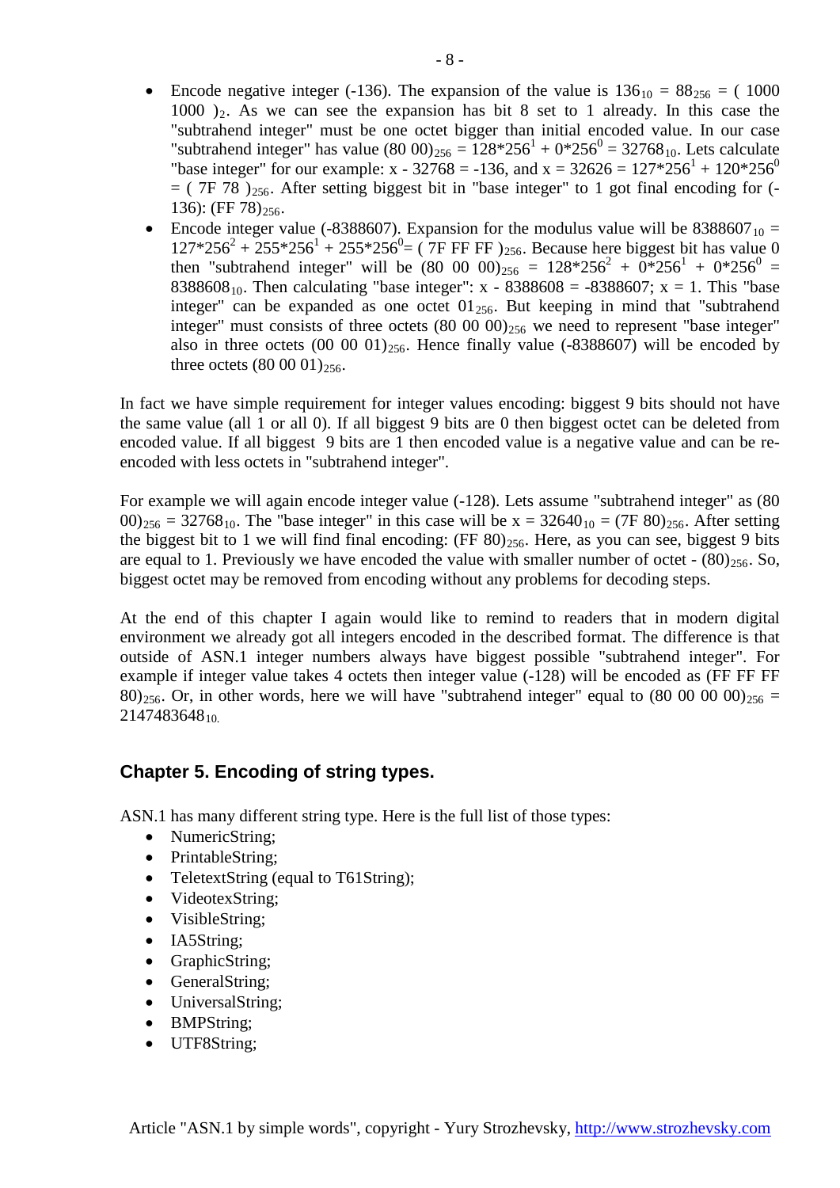- Encode negative integer (-136). The expansion of the value is $136_{10} = 88_{256} = (1000\ 1000)_2$. As we can see the expansion has bit 8 set to 1 already. In this case the "subtrahend integer" must be one octet bigger than initial encoded value. In our case "subtrahend integer" has value $(80\ 00)_{256} = 128*256^1 + 0*256^0 = 32768_{10}$. Lets calculate "base integer" for our example: x - 32768 = -136, and $x = 32626 = 127*256^1 + 120*256^0 = (7F\ 78)_{256}$. After setting biggest bit in "base integer" to 1 got final encoding for (-136): $(FF\ 78)_{256}$.
- Encode integer value (-8388607). Expansion for the modulus value will be $8388607_{10} = 127*256^2 + 255*256^1 + 255*256^0 = (7F\ FF\ FF)_{256}$. Because here biggest bit has value 0 then "subtrahend integer" will be $(80\ 00\ 00)_{256} = 128*256^2 + 0*256^1 + 0*256^0 = 8388608_{10}$. Then calculating "base integer": x - 8388608 = -8388607; x = 1. This "base integer" can be expanded as one octet $01_{256}$. But keeping in mind that "subtrahend integer" must consists of three octets $(80\ 00\ 00)_{256}$ we need to represent "base integer" also in three octets $(00\ 00\ 01)_{256}$. Hence finally value (-8388607) will be encoded by three octets $(80\ 00\ 01)_{256}$.

In fact we have simple requirement for integer values encoding: biggest 9 bits should not have the same value (all 1 or all 0). If all biggest 9 bits are 0 then biggest octet can be deleted from encoded value. If all biggest 9 bits are 1 then encoded value is a negative value and can be re-encoded with less octets in "subtrahend integer".

For example we will again encode integer value (-128). Lets assume "subtrahend integer" as $(80\ 00)_{256} = 32768_{10}$. The "base integer" in this case will be $x = 32640_{10} = (7F\ 80)_{256}$. After setting the biggest bit to 1 we will find final encoding: $(FF\ 80)_{256}$. Here, as you can see, biggest 9 bits are equal to 1. Previously we have encoded the value with smaller number of octet - $(80)_{256}$. So, biggest octet may be removed from encoding without any problems for decoding steps.

At the end of this chapter I again would like to remind to readers that in modern digital environment we already got all integers encoded in the described format. The difference is that outside of ASN.1 integer numbers always have biggest possible "subtrahend integer". For example if integer value takes 4 octets then integer value (-128) will be encoded as $(FF\ FF\ FF\ 80)_{256}$. Or, in other words, here we will have "subtrahend integer" equal to $(80\ 00\ 00\ 00)_{256} = 2147483648_{10.}$

### Chapter 5. Encoding of string types.

ASN.1 has many different string type. Here is the full list of those types:

- NumericString;
- PrintableString;
- TeletextString (equal to T61String);
- VideotexString;
- VisibleString;
- IA5String;
- GraphicString;
- GeneralString;
- UniversalString;
- BMPString;
- UTF8String;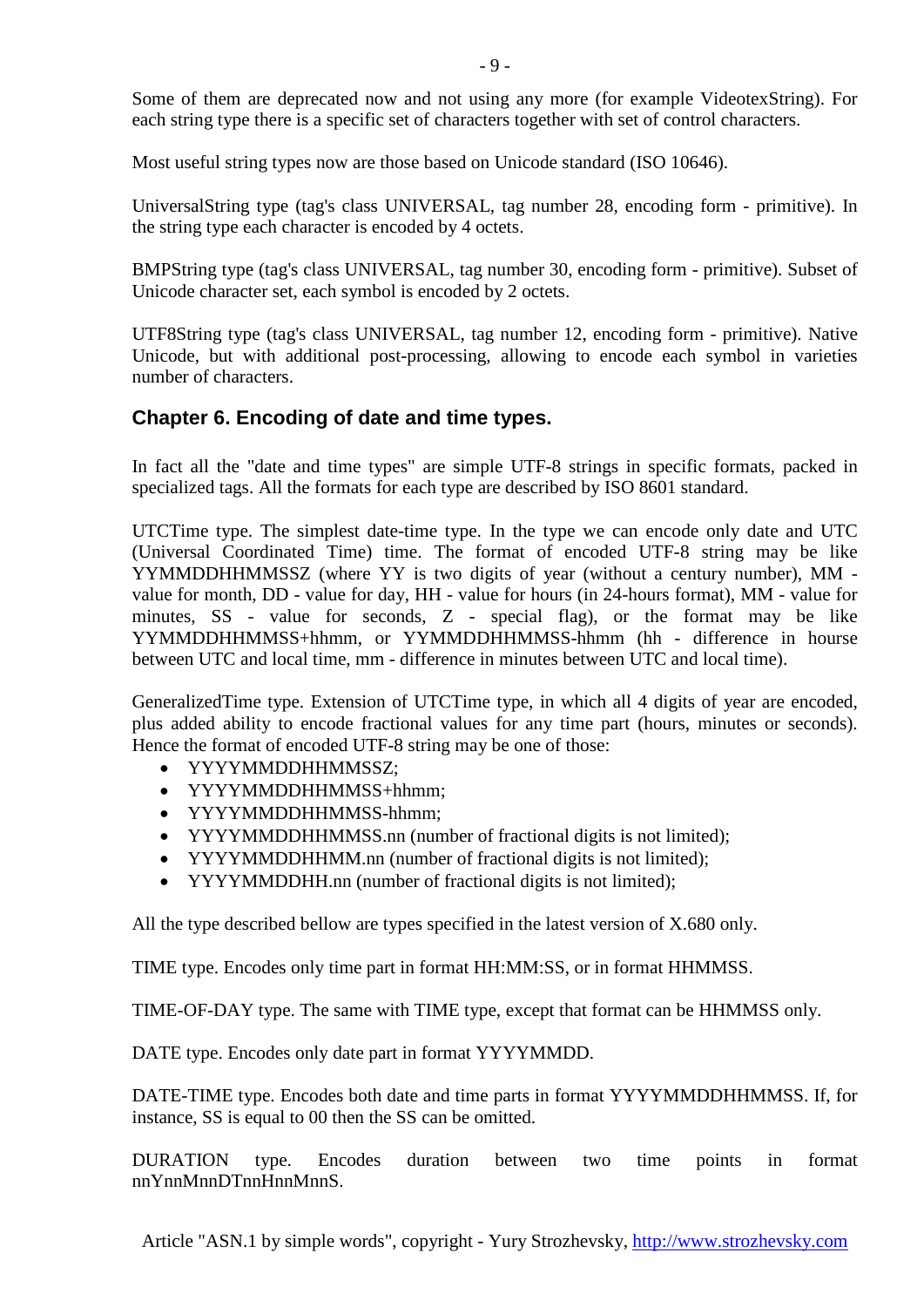Some of them are deprecated now and not using any more (for example VideotexString). For each string type there is a specific set of characters together with set of control characters.

Most useful string types now are those based on Unicode standard (ISO 10646).

UniversalString type (tag's class UNIVERSAL, tag number 28, encoding form - primitive). In the string type each character is encoded by 4 octets.

BMPString type (tag's class UNIVERSAL, tag number 30, encoding form - primitive). Subset of Unicode character set, each symbol is encoded by 2 octets.

UTF8String type (tag's class UNIVERSAL, tag number 12, encoding form - primitive). Native Unicode, but with additional post-processing, allowing to encode each symbol in varieties number of characters.

### Chapter 6. Encoding of date and time types.

In fact all the "date and time types" are simple UTF-8 strings in specific formats, packed in specialized tags. All the formats for each type are described by ISO 8601 standard.

UTCTime type. The simplest date-time type. In the type we can encode only date and UTC (Universal Coordinated Time) time. The format of encoded UTF-8 string may be like YYMMDDHHMMSSZ (where YY is two digits of year (without a century number), MM - value for month, DD - value for day, HH - value for hours (in 24-hours format), MM - value for minutes, SS - value for seconds, Z - special flag), or the format may be like YYMMDDHHMMSS+hhmm, or YYMMDDHHMMSS-hhmm (hh - difference in hourse between UTC and local time, mm - difference in minutes between UTC and local time).

GeneralizedTime type. Extension of UTCTime type, in which all 4 digits of year are encoded, plus added ability to encode fractional values for any time part (hours, minutes or seconds). Hence the format of encoded UTF-8 string may be one of those:

- YYYYMMDDHHMMSSZ;
- YYYYMMDDHHMMSS+hhmm;
- YYYYMMDDHHMMSS-hhmm;
- YYYYMMDDHHMMSS.nn (number of fractional digits is not limited);
- YYYYMMDDHHMM.nn (number of fractional digits is not limited);
- YYYYMMDDHH.nn (number of fractional digits is not limited);

All the type described bellow are types specified in the latest version of X.680 only.

TIME type. Encodes only time part in format HH:MM:SS, or in format HHMMSS.

TIME-OF-DAY type. The same with TIME type, except that format can be HHMMSS only.

DATE type. Encodes only date part in format YYYYMMDD.

DATE-TIME type. Encodes both date and time parts in format YYYYMMDDHHMMSS. If, for instance, SS is equal to 00 then the SS can be omitted.

DURATION type. Encodes duration between two time points in format nnYnnMnnDTnnHnnMnnS.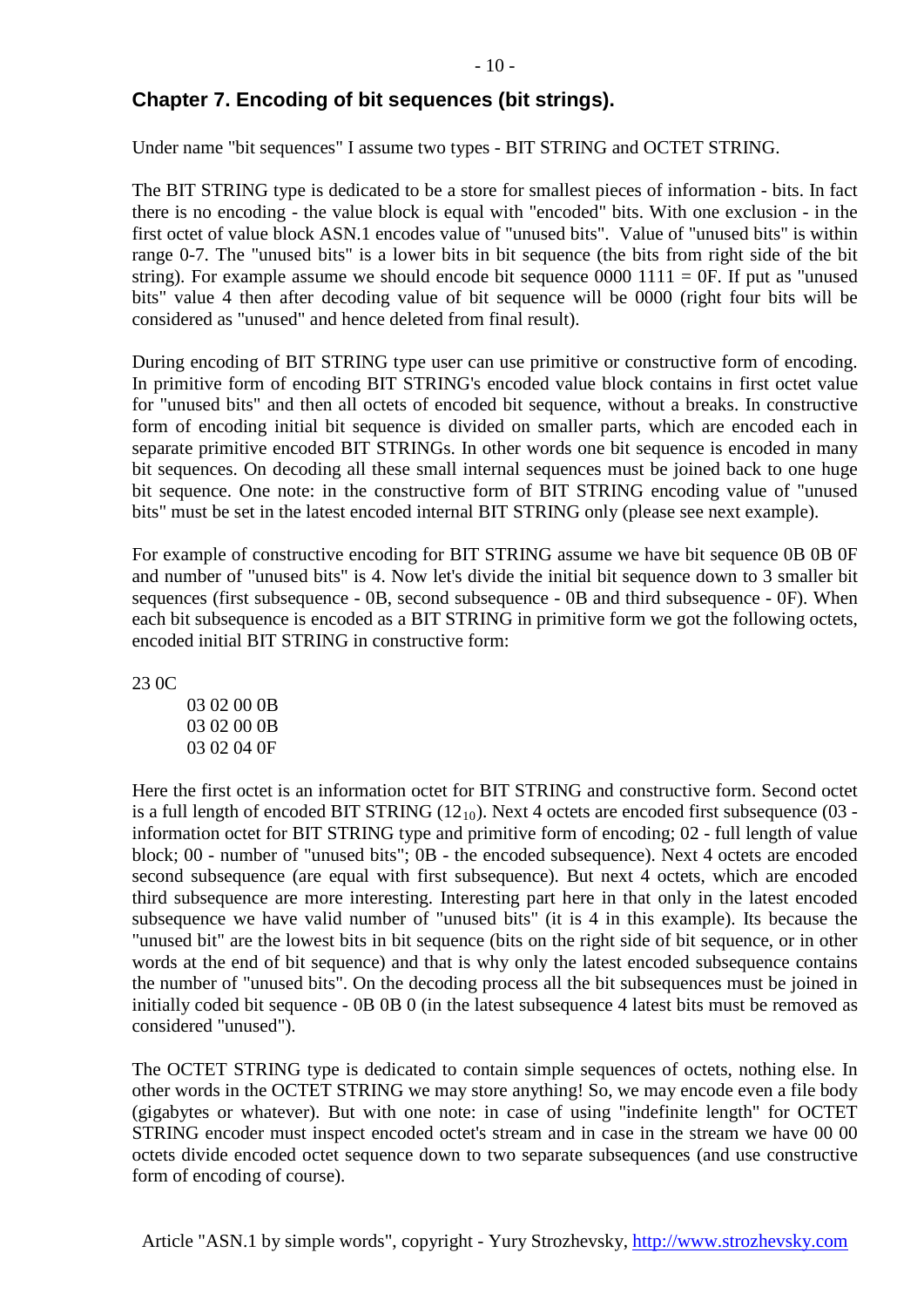## Chapter 7. Encoding of bit sequences (bit strings).

Under name "bit sequences" I assume two types - BIT STRING and OCTET STRING.

The BIT STRING type is dedicated to be a store for smallest pieces of information - bits. In fact there is no encoding - the value block is equal with "encoded" bits. With one exclusion - in the first octet of value block ASN.1 encodes value of "unused bits". Value of "unused bits" is within range 0-7. The "unused bits" is a lower bits in bit sequence (the bits from right side of the bit string). For example assume we should encode bit sequence 0000 1111 = 0F. If put as "unused bits" value 4 then after decoding value of bit sequence will be 0000 (right four bits will be considered as "unused" and hence deleted from final result).

During encoding of BIT STRING type user can use primitive or constructive form of encoding. In primitive form of encoding BIT STRING's encoded value block contains in first octet value for "unused bits" and then all octets of encoded bit sequence, without a breaks. In constructive form of encoding initial bit sequence is divided on smaller parts, which are encoded each in separate primitive encoded BIT STRINGs. In other words one bit sequence is encoded in many bit sequences. On decoding all these small internal sequences must be joined back to one huge bit sequence. One note: in the constructive form of BIT STRING encoding value of "unused bits" must be set in the latest encoded internal BIT STRING only (please see next example).

For example of constructive encoding for BIT STRING assume we have bit sequence 0B 0B 0F and number of "unused bits" is 4. Now let's divide the initial bit sequence down to 3 smaller bit sequences (first subsequence - 0B, second subsequence - 0B and third subsequence - 0F). When each bit subsequence is encoded as a BIT STRING in primitive form we got the following octets, encoded initial BIT STRING in constructive form:

```
23 0C
      03 02 00 0B
      03 02 00 0B
      03 02 04 0F
```

Here the first octet is an information octet for BIT STRING and constructive form. Second octet is a full length of encoded BIT STRING ($12_{10}$). Next 4 octets are encoded first subsequence (03 - information octet for BIT STRING type and primitive form of encoding; 02 - full length of value block; 00 - number of "unused bits"; 0B - the encoded subsequence). Next 4 octets are encoded second subsequence (are equal with first subsequence). But next 4 octets, which are encoded third subsequence are more interesting. Interesting part here in that only in the latest encoded subsequence we have valid number of "unused bits" (it is 4 in this example). Its because the "unused bit" are the lowest bits in bit sequence (bits on the right side of bit sequence, or in other words at the end of bit sequence) and that is why only the latest encoded subsequence contains the number of "unused bits". On the decoding process all the bit subsequences must be joined in initially coded bit sequence - 0B 0B 0 (in the latest subsequence 4 latest bits must be removed as considered "unused").

The OCTET STRING type is dedicated to contain simple sequences of octets, nothing else. In other words in the OCTET STRING we may store anything! So, we may encode even a file body (gigabytes or whatever). But with one note: in case of using "indefinite length" for OCTET STRING encoder must inspect encoded octet's stream and in case in the stream we have 00 00 octets divide encoded octet sequence down to two separate subsequences (and use constructive form of encoding of course).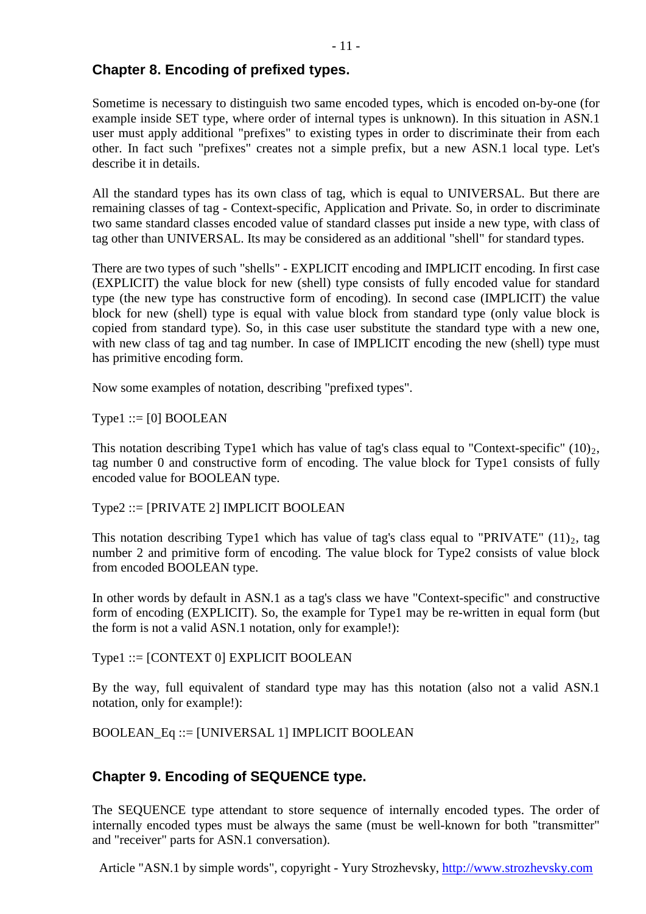## Chapter 8. Encoding of prefixed types.

Sometime is necessary to distinguish two same encoded types, which is encoded on-by-one (for example inside SET type, where order of internal types is unknown). In this situation in ASN.1 user must apply additional "prefixes" to existing types in order to discriminate their from each other. In fact such "prefixes" creates not a simple prefix, but a new ASN.1 local type. Let's describe it in details.

All the standard types has its own class of tag, which is equal to UNIVERSAL. But there are remaining classes of tag - Context-specific, Application and Private. So, in order to discriminate two same standard classes encoded value of standard classes put inside a new type, with class of tag other than UNIVERSAL. Its may be considered as an additional "shell" for standard types.

There are two types of such "shells" - EXPLICIT encoding and IMPLICIT encoding. In first case (EXPLICIT) the value block for new (shell) type consists of fully encoded value for standard type (the new type has constructive form of encoding). In second case (IMPLICIT) the value block for new (shell) type is equal with value block from standard type (only value block is copied from standard type). So, in this case user substitute the standard type with a new one, with new class of tag and tag number. In case of IMPLICIT encoding the new (shell) type must has primitive encoding form.

Now some examples of notation, describing "prefixed types".

Type1 ::= [0] BOOLEAN

This notation describing Type1 which has value of tag's class equal to "Context-specific" $(10)_2$, tag number 0 and constructive form of encoding. The value block for Type1 consists of fully encoded value for BOOLEAN type.

Type2 ::= [PRIVATE 2] IMPLICIT BOOLEAN

This notation describing Type1 which has value of tag's class equal to "PRIVATE" $(11)_2$, tag number 2 and primitive form of encoding. The value block for Type2 consists of value block from encoded BOOLEAN type.

In other words by default in ASN.1 as a tag's class we have "Context-specific" and constructive form of encoding (EXPLICIT). So, the example for Type1 may be re-written in equal form (but the form is not a valid ASN.1 notation, only for example!):

Type1 ::= [CONTEXT 0] EXPLICIT BOOLEAN

By the way, full equivalent of standard type may has this notation (also not a valid ASN.1 notation, only for example!):

BOOLEAN_Eq ::= [UNIVERSAL 1] IMPLICIT BOOLEAN

## Chapter 9. Encoding of SEQUENCE type.

The SEQUENCE type attendant to store sequence of internally encoded types. The order of internally encoded types must be always the same (must be well-known for both "transmitter" and "receiver" parts for ASN.1 conversation).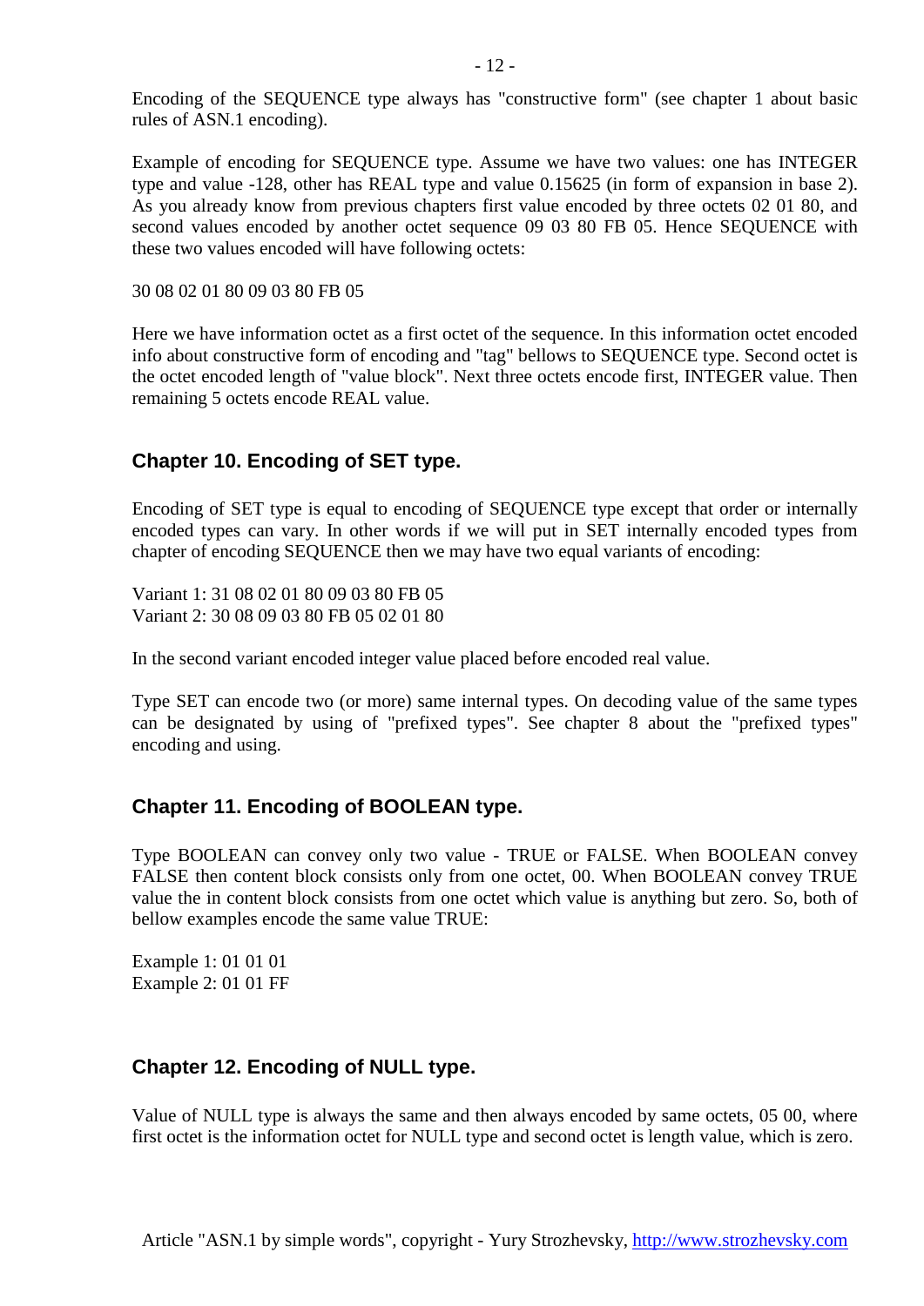Encoding of the SEQUENCE type always has "constructive form" (see chapter 1 about basic rules of ASN.1 encoding).

Example of encoding for SEQUENCE type. Assume we have two values: one has INTEGER type and value -128, other has REAL type and value 0.15625 (in form of expansion in base 2). As you already know from previous chapters first value encoded by three octets 02 01 80, and second values encoded by another octet sequence 09 03 80 FB 05. Hence SEQUENCE with these two values encoded will have following octets:

30 08 02 01 80 09 03 80 FB 05

Here we have information octet as a first octet of the sequence. In this information octet encoded info about constructive form of encoding and "tag" bellows to SEQUENCE type. Second octet is the octet encoded length of "value block". Next three octets encode first, INTEGER value. Then remaining 5 octets encode REAL value.

## Chapter 10. Encoding of SET type.

Encoding of SET type is equal to encoding of SEQUENCE type except that order or internally encoded types can vary. In other words if we will put in SET internally encoded types from chapter of encoding SEQUENCE then we may have two equal variants of encoding:

Variant 1: 31 08 02 01 80 09 03 80 FB 05
Variant 2: 30 08 09 03 80 FB 05 02 01 80

In the second variant encoded integer value placed before encoded real value.

Type SET can encode two (or more) same internal types. On decoding value of the same types can be designated by using of "prefixed types". See chapter 8 about the "prefixed types" encoding and using.

## Chapter 11. Encoding of BOOLEAN type.

Type BOOLEAN can convey only two value - TRUE or FALSE. When BOOLEAN convey FALSE then content block consists only from one octet, 00. When BOOLEAN convey TRUE value the in content block consists from one octet which value is anything but zero. So, both of bellow examples encode the same value TRUE:

Example 1: 01 01 01
Example 2: 01 01 FF

## Chapter 12. Encoding of NULL type.

Value of NULL type is always the same and then always encoded by same octets, 05 00, where first octet is the information octet for NULL type and second octet is length value, which is zero.